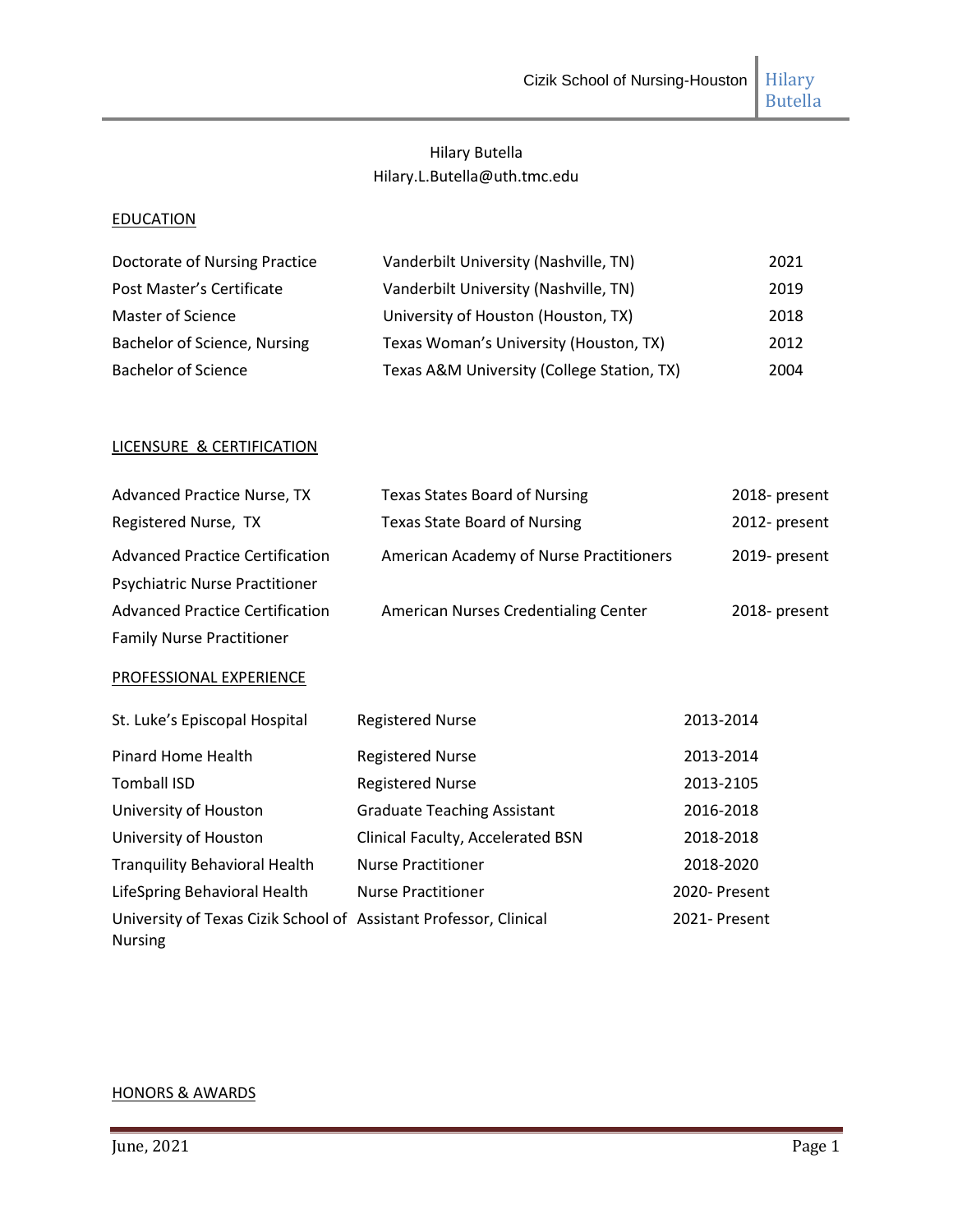Hilary Butella
Hilary.L.Butella@uth.tmc.edu

## EDUCATION

| | | |
|---|---|---|
| Doctorate of Nursing Practice | Vanderbilt University (Nashville, TN) | 2021 |
| Post Master's Certificate | Vanderbilt University (Nashville, TN) | 2019 |
| Master of Science | University of Houston (Houston, TX) | 2018 |
| Bachelor of Science, Nursing | Texas Woman's University (Houston, TX) | 2012 |
| Bachelor of Science | Texas A&M University (College Station, TX) | 2004 |

## LICENSURE & CERTIFICATION

| | | |
|---|---|---|
| Advanced Practice Nurse, TX | Texas States Board of Nursing | 2018- present |
| Registered Nurse, TX | Texas State Board of Nursing | 2012- present |
| Advanced Practice Certification Psychiatric Nurse Practitioner | American Academy of Nurse Practitioners | 2019- present |
| Advanced Practice Certification Family Nurse Practitioner | American Nurses Credentialing Center | 2018- present |

## PROFESSIONAL EXPERIENCE

| | | |
|---|---|---|
| St. Luke's Episcopal Hospital | Registered Nurse | 2013-2014 |
| Pinard Home Health | Registered Nurse | 2013-2014 |
| Tomball ISD | Registered Nurse | 2013-2105 |
| University of Houston | Graduate Teaching Assistant | 2016-2018 |
| University of Houston | Clinical Faculty, Accelerated BSN | 2018-2018 |
| Tranquility Behavioral Health | Nurse Practitioner | 2018-2020 |
| LifeSpring Behavioral Health | Nurse Practitioner | 2020- Present |
| University of Texas Cizik School of Nursing | Assistant Professor, Clinical | 2021- Present |

## HONORS & AWARDS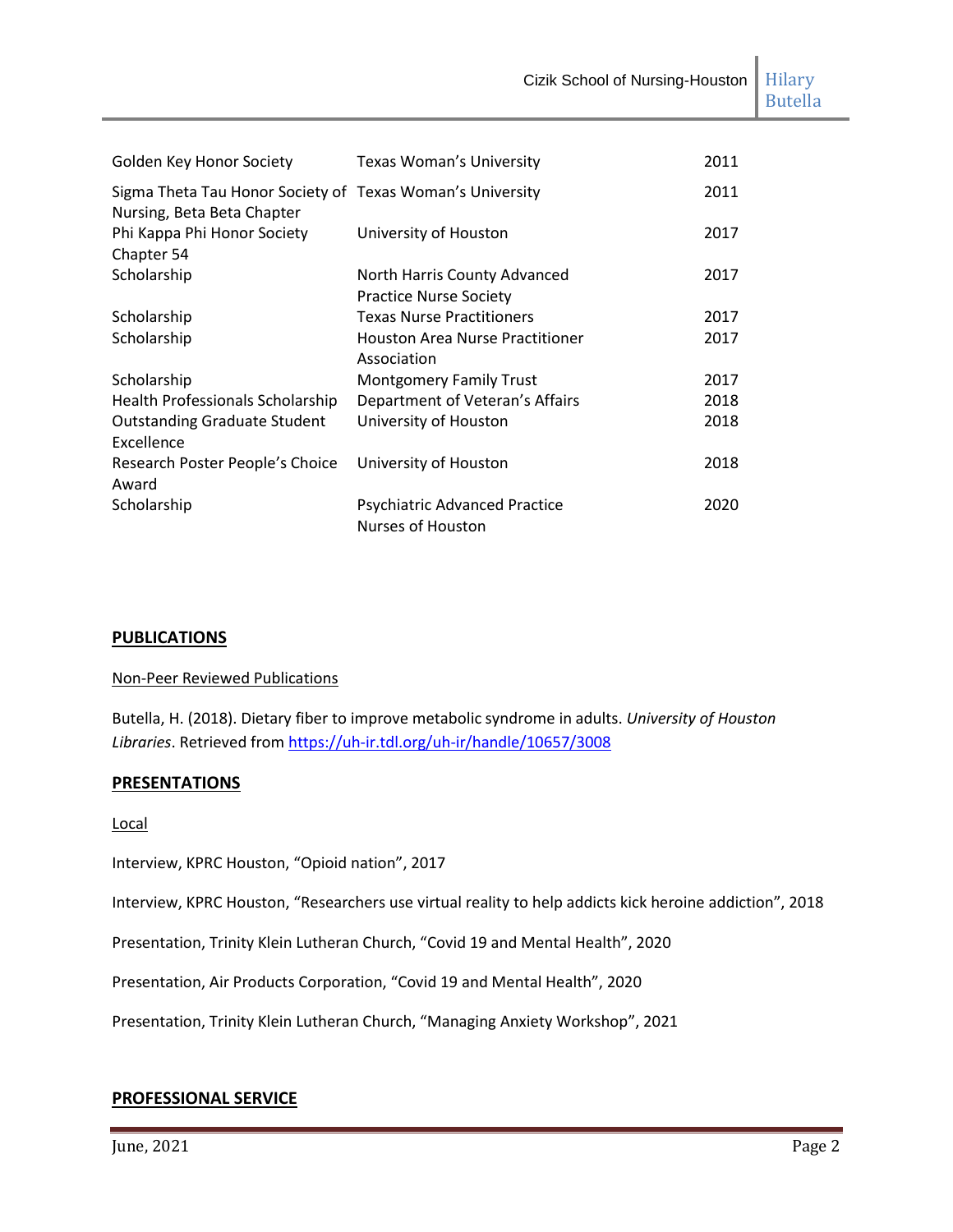| | | |
|---|---|---|
| Golden Key Honor Society | Texas Woman's University | 2011 |
| Sigma Theta Tau Honor Society of Nursing, Beta Beta Chapter | Texas Woman's University | 2011 |
| Phi Kappa Phi Honor Society Chapter 54 | University of Houston | 2017 |
| Scholarship | North Harris County Advanced Practice Nurse Society | 2017 |
| Scholarship | Texas Nurse Practitioners | 2017 |
| Scholarship | Houston Area Nurse Practitioner Association | 2017 |
| Scholarship | Montgomery Family Trust | 2017 |
| Health Professionals Scholarship | Department of Veteran's Affairs | 2018 |
| Outstanding Graduate Student Excellence | University of Houston | 2018 |
| Research Poster People's Choice Award | University of Houston | 2018 |
| Scholarship | Psychiatric Advanced Practice Nurses of Houston | 2020 |

## PUBLICATIONS

### Non-Peer Reviewed Publications

Butella, H. (2018). Dietary fiber to improve metabolic syndrome in adults. *University of Houston Libraries*. Retrieved from https://uh-ir.tdl.org/uh-ir/handle/10657/3008

## PRESENTATIONS

### Local

Interview, KPRC Houston, "Opioid nation", 2017

Interview, KPRC Houston, "Researchers use virtual reality to help addicts kick heroine addiction", 2018

Presentation, Trinity Klein Lutheran Church, "Covid 19 and Mental Health", 2020

Presentation, Air Products Corporation, "Covid 19 and Mental Health", 2020

Presentation, Trinity Klein Lutheran Church, "Managing Anxiety Workshop", 2021

## PROFESSIONAL SERVICE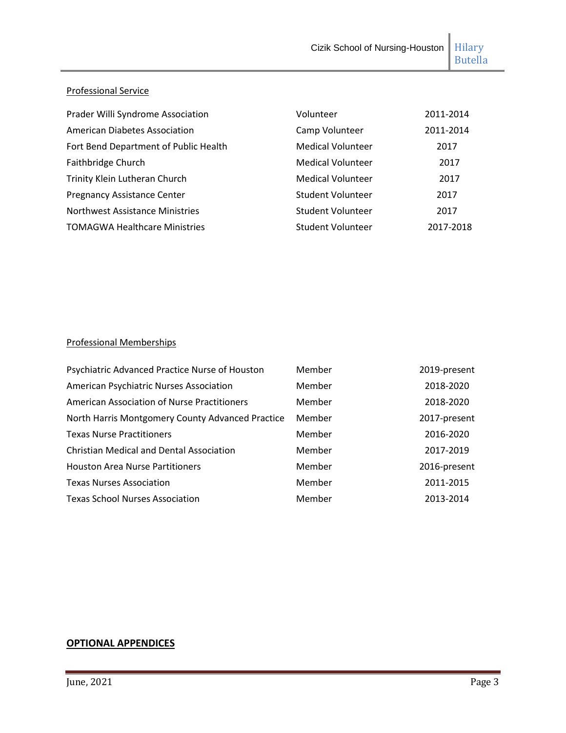Professional Service

| | | |
|---|---|---|
| Prader Willi Syndrome Association | Volunteer | 2011-2014 |
| American Diabetes Association | Camp Volunteer | 2011-2014 |
| Fort Bend Department of Public Health | Medical Volunteer | 2017 |
| Faithbridge Church | Medical Volunteer | 2017 |
| Trinity Klein Lutheran Church | Medical Volunteer | 2017 |
| Pregnancy Assistance Center | Student Volunteer | 2017 |
| Northwest Assistance Ministries | Student Volunteer | 2017 |
| TOMAGWA Healthcare Ministries | Student Volunteer | 2017-2018 |

Professional Memberships

| | | |
|---|---|---|
| Psychiatric Advanced Practice Nurse of Houston | Member | 2019-present |
| American Psychiatric Nurses Association | Member | 2018-2020 |
| American Association of Nurse Practitioners | Member | 2018-2020 |
| North Harris Montgomery County Advanced Practice | Member | 2017-present |
| Texas Nurse Practitioners | Member | 2016-2020 |
| Christian Medical and Dental Association | Member | 2017-2019 |
| Houston Area Nurse Partitioners | Member | 2016-present |
| Texas Nurses Association | Member | 2011-2015 |
| Texas School Nurses Association | Member | 2013-2014 |

**OPTIONAL APPENDICES**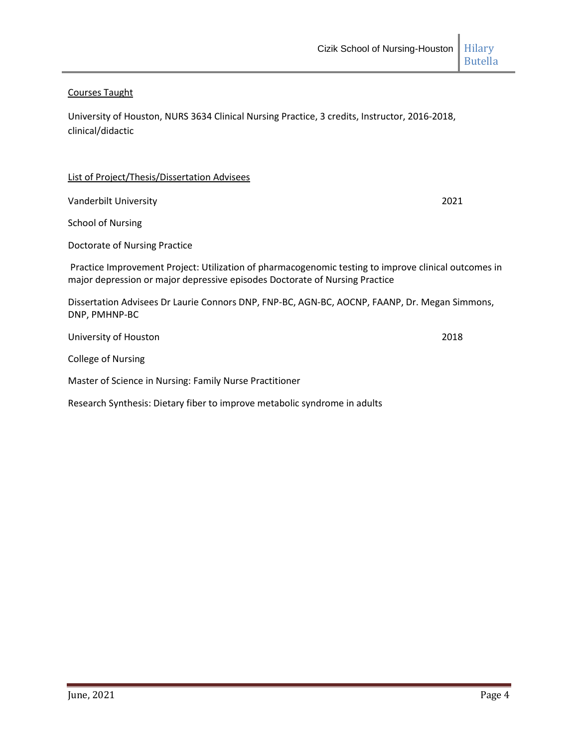Courses Taught

University of Houston, NURS 3634 Clinical Nursing Practice, 3 credits, Instructor, 2016-2018, clinical/didactic

List of Project/Thesis/Dissertation Advisees

Vanderbilt University 2021

School of Nursing

Doctorate of Nursing Practice

Practice Improvement Project: Utilization of pharmacogenomic testing to improve clinical outcomes in major depression or major depressive episodes Doctorate of Nursing Practice

Dissertation Advisees Dr Laurie Connors DNP, FNP-BC, AGN-BC, AOCNP, FAANP, Dr. Megan Simmons, DNP, PMHNP-BC

University of Houston 2018

College of Nursing

Master of Science in Nursing: Family Nurse Practitioner

Research Synthesis: Dietary fiber to improve metabolic syndrome in adults